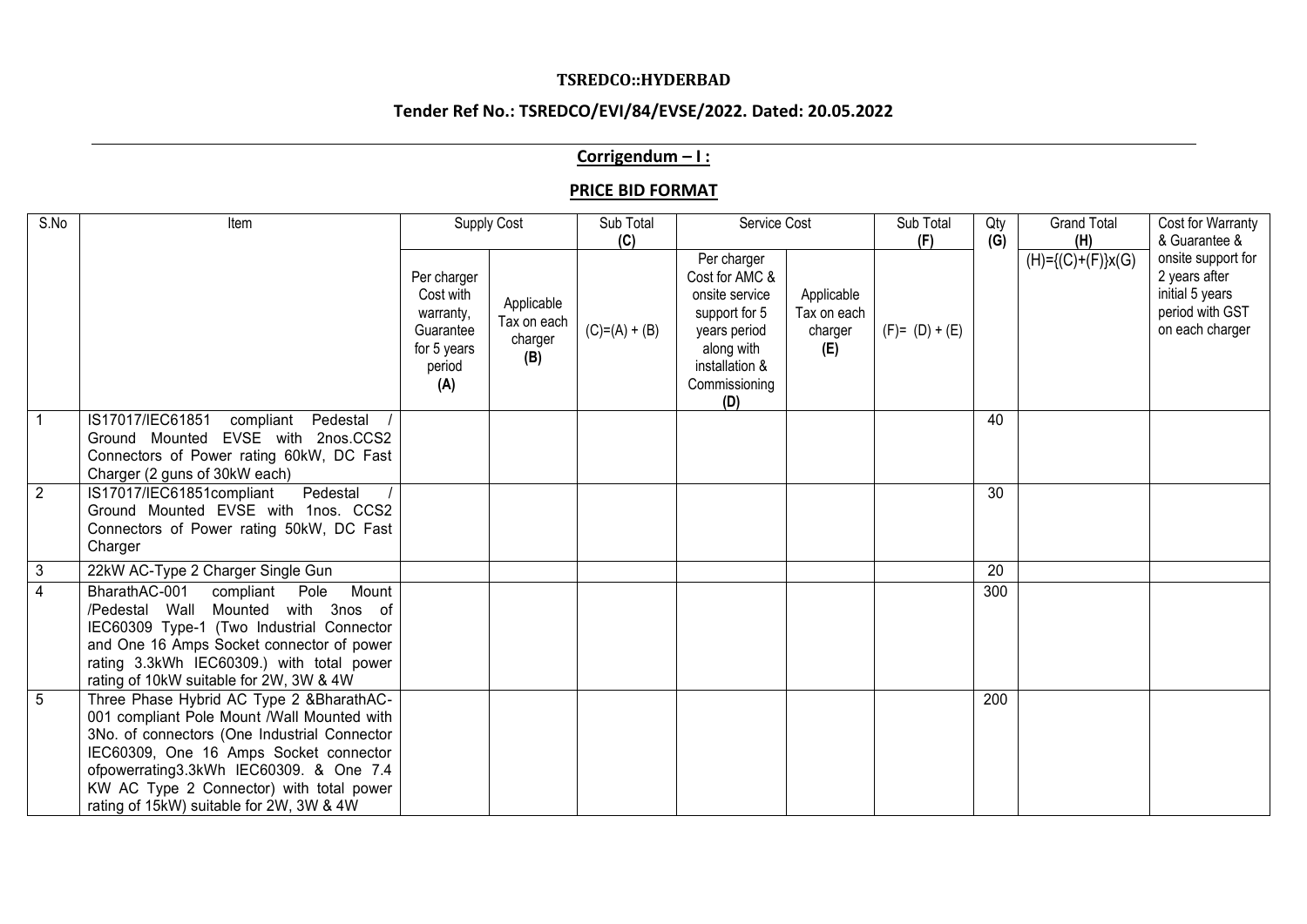**TSREDCO::HYDERBAD**

**Tender Ref No.: TSREDCO/EVI/84/EVSE/2022. Dated: 20.05.2022**

---

## Corrigendum – I :

## PRICE BID FORMAT

| S.No | Item | Supply Cost | | Sub Total **(C)** | Service Cost | | Sub Total **(F)** | Qty **(G)** | Grand Total **(H)** | Cost for Warranty & Guarantee & onsite support for 2 years after initial 5 years period with GST on each charger |
|---|---|---|---|---|---|---|---|---|---|---|
| | | Per charger Cost with warranty, Guarantee for 5 years period **(A)** | Applicable Tax on each charger **(B)** | (C)=(A) + (B) | Per charger Cost for AMC & onsite service support for 5 years period along with installation & Commissioning **(D)** | Applicable Tax on each charger **(E)** | (F)= (D) + (E) | | (H)={(C)+(F)}x(G) | |
| 1 | IS17017/IEC61851 compliant Pedestal / Ground Mounted EVSE with 2nos.CCS2 Connectors of Power rating 60kW, DC Fast Charger (2 guns of 30kW each) | | | | | | | 40 | | |
| 2 | IS17017/IEC61851compliant Pedestal / Ground Mounted EVSE with 1nos. CCS2 Connectors of Power rating 50kW, DC Fast Charger | | | | | | | 30 | | |
| 3 | 22kW AC-Type 2 Charger Single Gun | | | | | | | 20 | | |
| 4 | BharathAC-001 compliant Pole Mount /Pedestal Wall Mounted with 3nos of IEC60309 Type-1 (Two Industrial Connector and One 16 Amps Socket connector of power rating 3.3kWh IEC60309.) with total power rating of 10kW suitable for 2W, 3W & 4W | | | | | | | 300 | | |
| 5 | Three Phase Hybrid AC Type 2 &BharathAC-001 compliant Pole Mount /Wall Mounted with 3No. of connectors (One Industrial Connector IEC60309, One 16 Amps Socket connector ofpowerrating3.3kWh IEC60309. & One 7.4 KW AC Type 2 Connector) with total power rating of 15kW) suitable for 2W, 3W & 4W | | | | | | | 200 | | |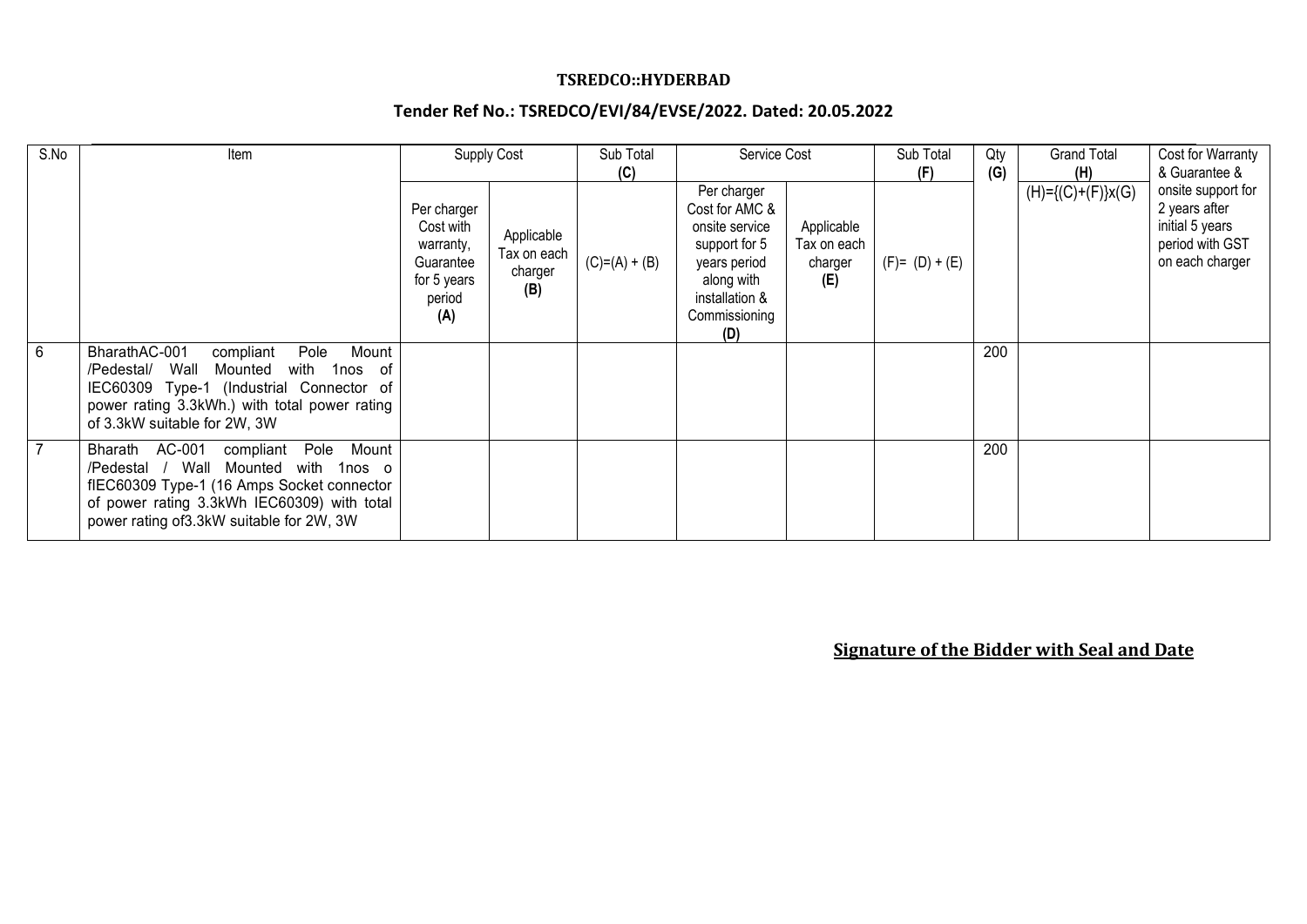**TSREDCO::HYDERBAD**

**Tender Ref No.: TSREDCO/EVI/84/EVSE/2022. Dated: 20.05.2022**

| S.No | Item | Supply Cost | | Sub Total (C) | Service Cost | | Sub Total (F) | Qty (G) | Grand Total (H) | Cost for Warranty & Guarantee & onsite support for 2 years after initial 5 years period with GST on each charger |
|---|---|---|---|---|---|---|---|---|---|---|
| | | Per charger Cost with warranty, Guarantee for 5 years period **(A)** | Applicable Tax on each charger **(B)** | (C)=(A) + (B) | Per charger Cost for AMC & onsite service support for 5 years period along with installation & Commissioning **(D)** | Applicable Tax on each charger **(E)** | (F)= (D) + (E) | | (H)={(C)+(F)}x(G) | |
| 6 | BharathAC-001 compliant Pole Mount /Pedestal/ Wall Mounted with 1nos of IEC60309 Type-1 (Industrial Connector of power rating 3.3kWh.) with total power rating of 3.3kW suitable for 2W, 3W | | | | | | | 200 | | |
| 7 | Bharath AC-001 compliant Pole Mount /Pedestal / Wall Mounted with 1nos o fIEC60309 Type-1 (16 Amps Socket connector of power rating 3.3kWh IEC60309) with total power rating of3.3kW suitable for 2W, 3W | | | | | | | 200 | | |

**<u>Signature of the Bidder with Seal and Date</u>**